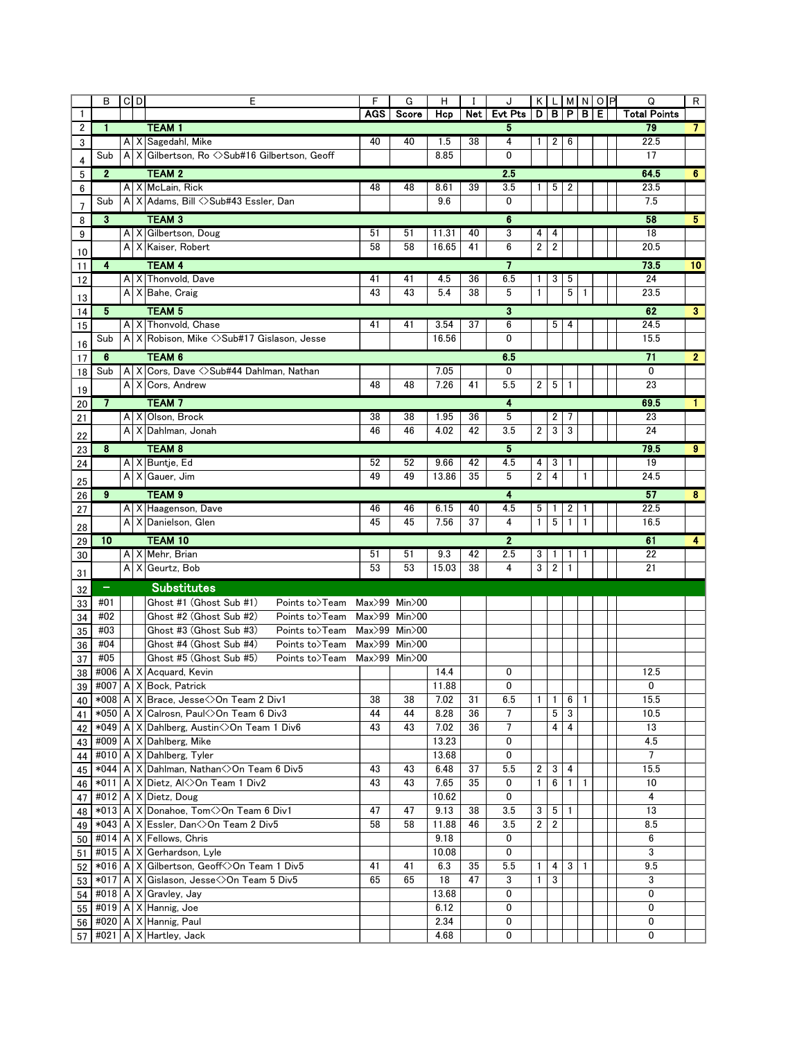| | B | C | D | E | F | G | H | I | J | K | L | M | N | O | P | Q | R |
|---|---|---|---|---|---|---|---|---|---|---|---|---|---|---|---|---|---|
| 1 | | | | | AGS | Score | Hcp | Net | Evt Pts | D | B | P | B | E | | Total Points | |
| 2 | 1 | | | TEAM 1 | | | | | 5 | | | | | | | 79 | 7 |
| 3 | | A | X | Sagedahl, Mike | 40 | 40 | 1.5 | 38 | 4 | 1 | 2 | 6 | | | | 22.5 | |
| 4 | Sub | A | X | Gilbertson, Ro <>Sub#16 Gilbertson, Geoff | | | 8.85 | | 0 | | | | | | | 17 | |
| 5 | 2 | | | TEAM 2 | | | | | 2.5 | | | | | | | 64.5 | 6 |
| 6 | | A | X | McLain, Rick | 48 | 48 | 8.61 | 39 | 3.5 | 1 | 5 | 2 | | | | 23.5 | |
| 7 | Sub | A | X | Adams, Bill <>Sub#43 Essler, Dan | | | 9.6 | | 0 | | | | | | | 7.5 | |
| 8 | 3 | | | TEAM 3 | | | | | 6 | | | | | | | 58 | 5 |
| 9 | | A | X | Gilbertson, Doug | 51 | 51 | 11.31 | 40 | 3 | 4 | 4 | | | | | 18 | |
| 10 | | A | X | Kaiser, Robert | 58 | 58 | 16.65 | 41 | 6 | 2 | 2 | | | | | 20.5 | |
| 11 | 4 | | | TEAM 4 | | | | | 7 | | | | | | | 73.5 | 10 |
| 12 | | A | X | Thonvold, Dave | 41 | 41 | 4.5 | 36 | 6.5 | 1 | 3 | 5 | | | | 24 | |
| 13 | | A | X | Bahe, Craig | 43 | 43 | 5.4 | 38 | 5 | 1 | | 5 | 1 | | | 23.5 | |
| 14 | 5 | | | TEAM 5 | | | | | 3 | | | | | | | 62 | 3 |
| 15 | | A | X | Thonvold, Chase | 41 | 41 | 3.54 | 37 | 6 | | 5 | 4 | | | | 24.5 | |
| 16 | Sub | A | X | Robison, Mike <>Sub#17 Gislason, Jesse | | | 16.56 | | 0 | | | | | | | 15.5 | |
| 17 | 6 | | | TEAM 6 | | | | | 6.5 | | | | | | | 71 | 2 |
| 18 | Sub | A | X | Cors, Dave <>Sub#44 Dahlman, Nathan | | | 7.05 | | 0 | | | | | | | 0 | |
| 19 | | A | X | Cors, Andrew | 48 | 48 | 7.26 | 41 | 5.5 | 2 | 5 | 1 | | | | 23 | |
| 20 | 7 | | | TEAM 7 | | | | | 4 | | | | | | | 69.5 | 1 |
| 21 | | A | X | Olson, Brock | 38 | 38 | 1.95 | 36 | 5 | | 2 | 7 | | | | 23 | |
| 22 | | A | X | Dahlman, Jonah | 46 | 46 | 4.02 | 42 | 3.5 | 2 | 3 | 3 | | | | 24 | |
| 23 | 8 | | | TEAM 8 | | | | | 5 | | | | | | | 79.5 | 9 |
| 24 | | A | X | Buntje, Ed | 52 | 52 | 9.66 | 42 | 4.5 | 4 | 3 | 1 | | | | 19 | |
| 25 | | A | X | Gauer, Jim | 49 | 49 | 13.86 | 35 | 5 | 2 | 4 | | 1 | | | 24.5 | |
| 26 | 9 | | | TEAM 9 | | | | | 4 | | | | | | | 57 | 8 |
| 27 | | A | X | Haagenson, Dave | 46 | 46 | 6.15 | 40 | 4.5 | 5 | 1 | 2 | 1 | | | 22.5 | |
| 28 | | A | X | Danielson, Glen | 45 | 45 | 7.56 | 37 | 4 | 1 | 5 | 1 | 1 | | | 16.5 | |
| 29 | 10 | | | TEAM 10 | | | | | 2 | | | | | | | 61 | 4 |
| 30 | | A | X | Mehr, Brian | 51 | 51 | 9.3 | 42 | 2.5 | 3 | 1 | 1 | 1 | | | 22 | |
| 31 | | A | X | Geurtz, Bob | 53 | 53 | 15.03 | 38 | 4 | 3 | 2 | 1 | | | | 21 | |
| 32 | – | | | Substitutes | | | | | | | | | | | | | |
| 33 | #01 | | | Ghost #1 (Ghost Sub #1) Points to>Team | Max>99 | Min>00 | | | | | | | | | | | |
| 34 | #02 | | | Ghost #2 (Ghost Sub #2) Points to>Team | Max>99 | Min>00 | | | | | | | | | | | |
| 35 | #03 | | | Ghost #3 (Ghost Sub #3) Points to>Team | Max>99 | Min>00 | | | | | | | | | | | |
| 36 | #04 | | | Ghost #4 (Ghost Sub #4) Points to>Team | Max>99 | Min>00 | | | | | | | | | | | |
| 37 | #05 | | | Ghost #5 (Ghost Sub #5) Points to>Team | Max>99 | Min>00 | | | | | | | | | | | |
| 38 | #006 | A | X | Acquard, Kevin | | | 14.4 | | 0 | | | | | | | 12.5 | |
| 39 | #007 | A | X | Bock, Patrick | | | 11.88 | | 0 | | | | | | | 0 | |
| 40 | *008 | A | X | Brace, Jesse<>On Team 2 Div1 | 38 | 38 | 7.02 | 31 | 6.5 | 1 | 1 | 6 | 1 | | | 15.5 | |
| 41 | *050 | A | X | Calrosn, Paul<>On Team 6 Div3 | 44 | 44 | 8.28 | 36 | 7 | | 5 | 3 | | | | 10.5 | |
| 42 | *049 | A | X | Dahlberg, Austin<>On Team 1 Div6 | 43 | 43 | 7.02 | 36 | 7 | | 4 | 4 | | | | 13 | |
| 43 | #009 | A | X | Dahlberg, Mike | | | 13.23 | | 0 | | | | | | | 4.5 | |
| 44 | #010 | A | X | Dahlberg, Tyler | | | 13.68 | | 0 | | | | | | | 7 | |
| 45 | *044 | A | X | Dahlman, Nathan<>On Team 6 Div5 | 43 | 43 | 6.48 | 37 | 5.5 | 2 | 3 | 4 | | | | 15.5 | |
| 46 | *011 | A | X | Dietz, Al<>On Team 1 Div2 | 43 | 43 | 7.65 | 35 | 0 | 1 | 6 | 1 | 1 | | | 10 | |
| 47 | #012 | A | X | Dietz, Doug | | | 10.62 | | 0 | | | | | | | 4 | |
| 48 | *013 | A | X | Donahoe, Tom<>On Team 6 Div1 | 47 | 47 | 9.13 | 38 | 3.5 | 3 | 5 | 1 | | | | 13 | |
| 49 | *043 | A | X | Essler, Dan<>On Team 2 Div5 | 58 | 58 | 11.88 | 46 | 3.5 | 2 | 2 | | | | | 8.5 | |
| 50 | #014 | A | X | Fellows, Chris | | | 9.18 | | 0 | | | | | | | 6 | |
| 51 | #015 | A | X | Gerhardson, Lyle | | | 10.08 | | 0 | | | | | | | 3 | |
| 52 | *016 | A | X | Gilbertson, Geoff<>On Team 1 Div5 | 41 | 41 | 6.3 | 35 | 5.5 | 1 | 4 | 3 | 1 | | | 9.5 | |
| 53 | *017 | A | X | Gislason, Jesse<>On Team 5 Div5 | 65 | 65 | 18 | 47 | 3 | 1 | 3 | | | | | 3 | |
| 54 | #018 | A | X | Gravley, Jay | | | 13.68 | | 0 | | | | | | | 0 | |
| 55 | #019 | A | X | Hannig, Joe | | | 6.12 | | 0 | | | | | | | 0 | |
| 56 | #020 | A | X | Hannig, Paul | | | 2.34 | | 0 | | | | | | | 0 | |
| 57 | #021 | A | X | Hartley, Jack | | | 4.68 | | 0 | | | | | | | 0 | |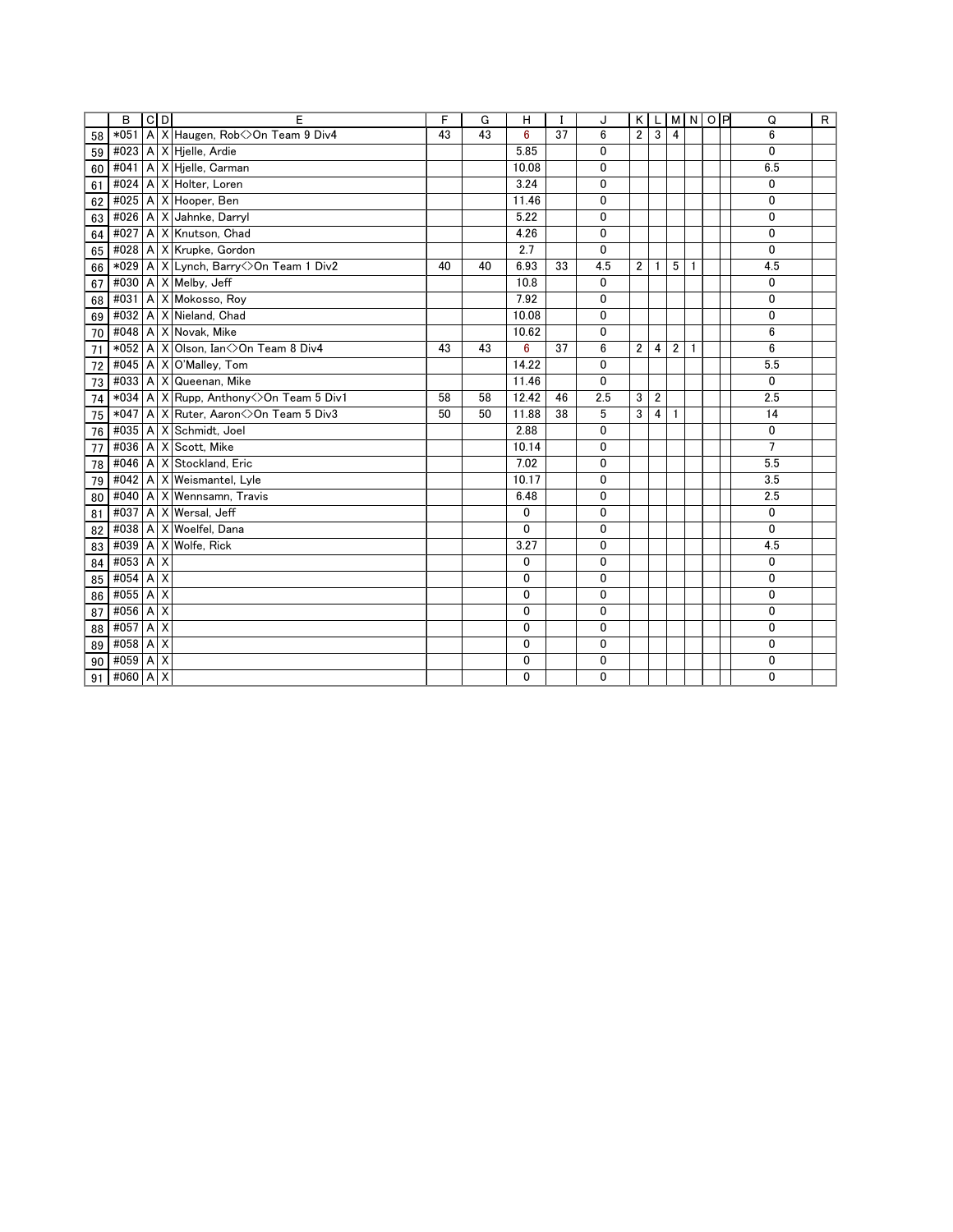| | B | C | D | E | F | G | H | I | J | K | L | M | N | O | P | Q | R |
|---|---|---|---|---|---|---|---|---|---|---|---|---|---|---|---|---|---|
| 58 | *051 | A | X | Haugen, Rob◇On Team 9 Div4 | 43 | 43 | 6 | 37 | 6 | 2 | 3 | 4 | | | | 6 | |
| 59 | #023 | A | X | Hjelle, Ardie | | | 5.85 | | 0 | | | | | | | 0 | |
| 60 | #041 | A | X | Hjelle, Carman | | | 10.08 | | 0 | | | | | | | 6.5 | |
| 61 | #024 | A | X | Holter, Loren | | | 3.24 | | 0 | | | | | | | 0 | |
| 62 | #025 | A | X | Hooper, Ben | | | 11.46 | | 0 | | | | | | | 0 | |
| 63 | #026 | A | X | Jahnke, Darryl | | | 5.22 | | 0 | | | | | | | 0 | |
| 64 | #027 | A | X | Knutson, Chad | | | 4.26 | | 0 | | | | | | | 0 | |
| 65 | #028 | A | X | Krupke, Gordon | | | 2.7 | | 0 | | | | | | | 0 | |
| 66 | *029 | A | X | Lynch, Barry◇On Team 1 Div2 | 40 | 40 | 6.93 | 33 | 4.5 | 2 | 1 | 5 | 1 | | | 4.5 | |
| 67 | #030 | A | X | Melby, Jeff | | | 10.8 | | 0 | | | | | | | 0 | |
| 68 | #031 | A | X | Mokosso, Roy | | | 7.92 | | 0 | | | | | | | 0 | |
| 69 | #032 | A | X | Nieland, Chad | | | 10.08 | | 0 | | | | | | | 0 | |
| 70 | #048 | A | X | Novak, Mike | | | 10.62 | | 0 | | | | | | | 6 | |
| 71 | *052 | A | X | Olson, Ian◇On Team 8 Div4 | 43 | 43 | 6 | 37 | 6 | 2 | 4 | 2 | 1 | | | 6 | |
| 72 | #045 | A | X | O'Malley, Tom | | | 14.22 | | 0 | | | | | | | 5.5 | |
| 73 | #033 | A | X | Queenan, Mike | | | 11.46 | | 0 | | | | | | | 0 | |
| 74 | *034 | A | X | Rupp, Anthony◇On Team 5 Div1 | 58 | 58 | 12.42 | 46 | 2.5 | 3 | 2 | | | | | 2.5 | |
| 75 | *047 | A | X | Ruter, Aaron◇On Team 5 Div3 | 50 | 50 | 11.88 | 38 | 5 | 3 | 4 | 1 | | | | 14 | |
| 76 | #035 | A | X | Schmidt, Joel | | | 2.88 | | 0 | | | | | | | 0 | |
| 77 | #036 | A | X | Scott, Mike | | | 10.14 | | 0 | | | | | | | 7 | |
| 78 | #046 | A | X | Stockland, Eric | | | 7.02 | | 0 | | | | | | | 5.5 | |
| 79 | #042 | A | X | Weismantel, Lyle | | | 10.17 | | 0 | | | | | | | 3.5 | |
| 80 | #040 | A | X | Wennsamn, Travis | | | 6.48 | | 0 | | | | | | | 2.5 | |
| 81 | #037 | A | X | Wersal, Jeff | | | 0 | | 0 | | | | | | | 0 | |
| 82 | #038 | A | X | Woelfel, Dana | | | 0 | | 0 | | | | | | | 0 | |
| 83 | #039 | A | X | Wolfe, Rick | | | 3.27 | | 0 | | | | | | | 4.5 | |
| 84 | #053 | A | X | | | | 0 | | 0 | | | | | | | 0 | |
| 85 | #054 | A | X | | | | 0 | | 0 | | | | | | | 0 | |
| 86 | #055 | A | X | | | | 0 | | 0 | | | | | | | 0 | |
| 87 | #056 | A | X | | | | 0 | | 0 | | | | | | | 0 | |
| 88 | #057 | A | X | | | | 0 | | 0 | | | | | | | 0 | |
| 89 | #058 | A | X | | | | 0 | | 0 | | | | | | | 0 | |
| 90 | #059 | A | X | | | | 0 | | 0 | | | | | | | 0 | |
| 91 | #060 | A | X | | | | 0 | | 0 | | | | | | | 0 | |